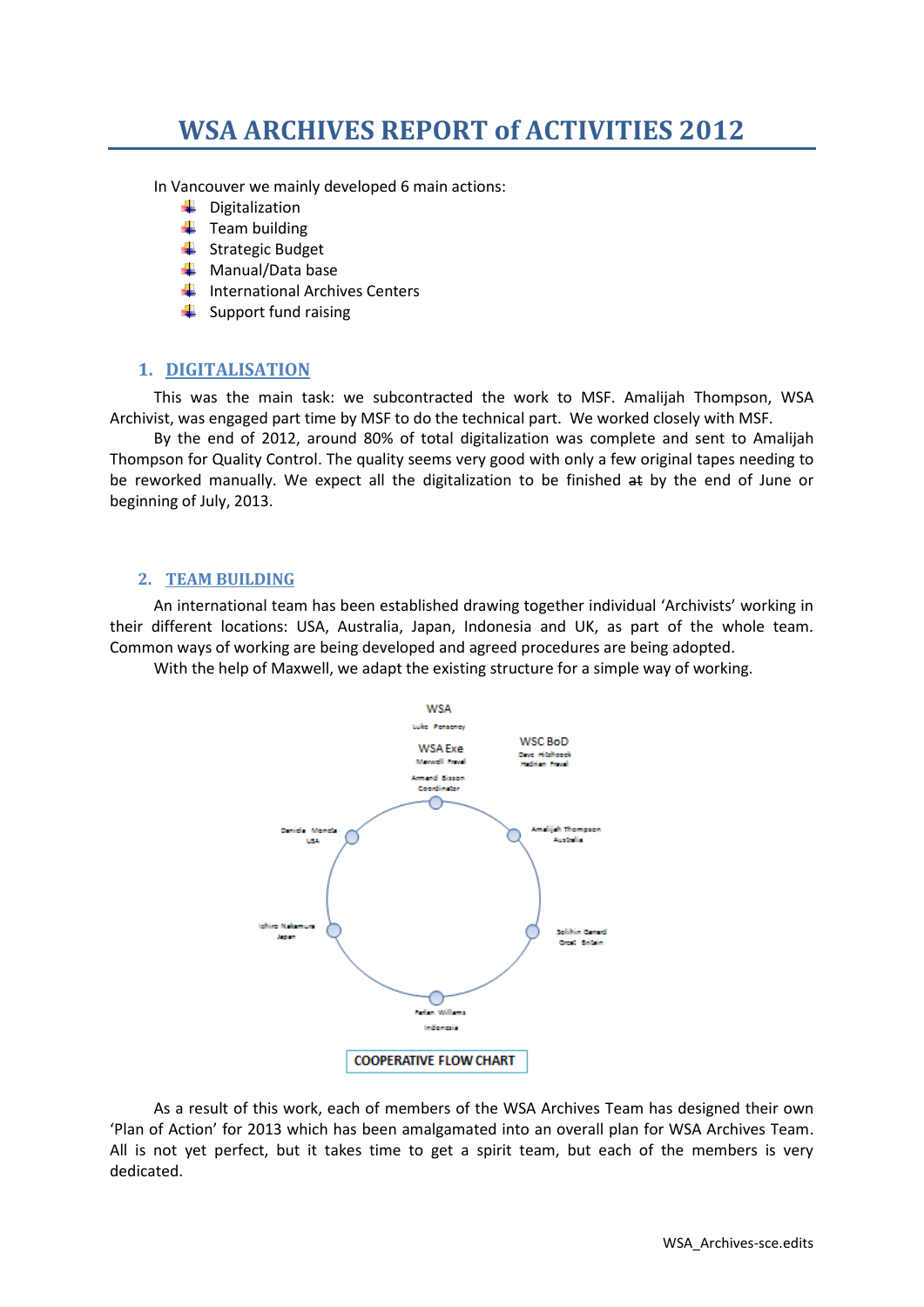# WSA ARCHIVES REPORT of ACTIVITIES 2012

In Vancouver we mainly developed 6 main actions:

- Digitalization
- Team building
- Strategic Budget
- Manual/Data base
- International Archives Centers
- Support fund raising

## 1. DIGITALISATION

This was the main task: we subcontracted the work to MSF. Amalijah Thompson, WSA Archivist, was engaged part time by MSF to do the technical part. We worked closely with MSF.

By the end of 2012, around 80% of total digitalization was complete and sent to Amalijah Thompson for Quality Control. The quality seems very good with only a few original tapes needing to be reworked manually. We expect all the digitalization to be finished ~~at~~ by the end of June or beginning of July, 2013.

## 2. TEAM BUILDING

An international team has been established drawing together individual 'Archivists' working in their different locations: USA, Australia, Japan, Indonesia and UK, as part of the whole team. Common ways of working are being developed and agreed procedures are being adopted.

With the help of Maxwell, we adapt the existing structure for a simple way of working.

WSA
Luke Panscnoy

WSA Exe
Maxwell Fravel

WSC BoD
Dave Hitchcock
Hadinan Fravel

Armand Bisson
Coordinator

Daniela Monde
USA

Amalijah Thompson
Australia

Ichiro Nakamura
Japan

Solihin Gerard
Great Britain

Farlan Williams
Indonesia

COOPERATIVE FLOW CHART

As a result of this work, each of members of the WSA Archives Team has designed their own 'Plan of Action' for 2013 which has been amalgamated into an overall plan for WSA Archives Team. All is not yet perfect, but it takes time to get a spirit team, but each of the members is very dedicated.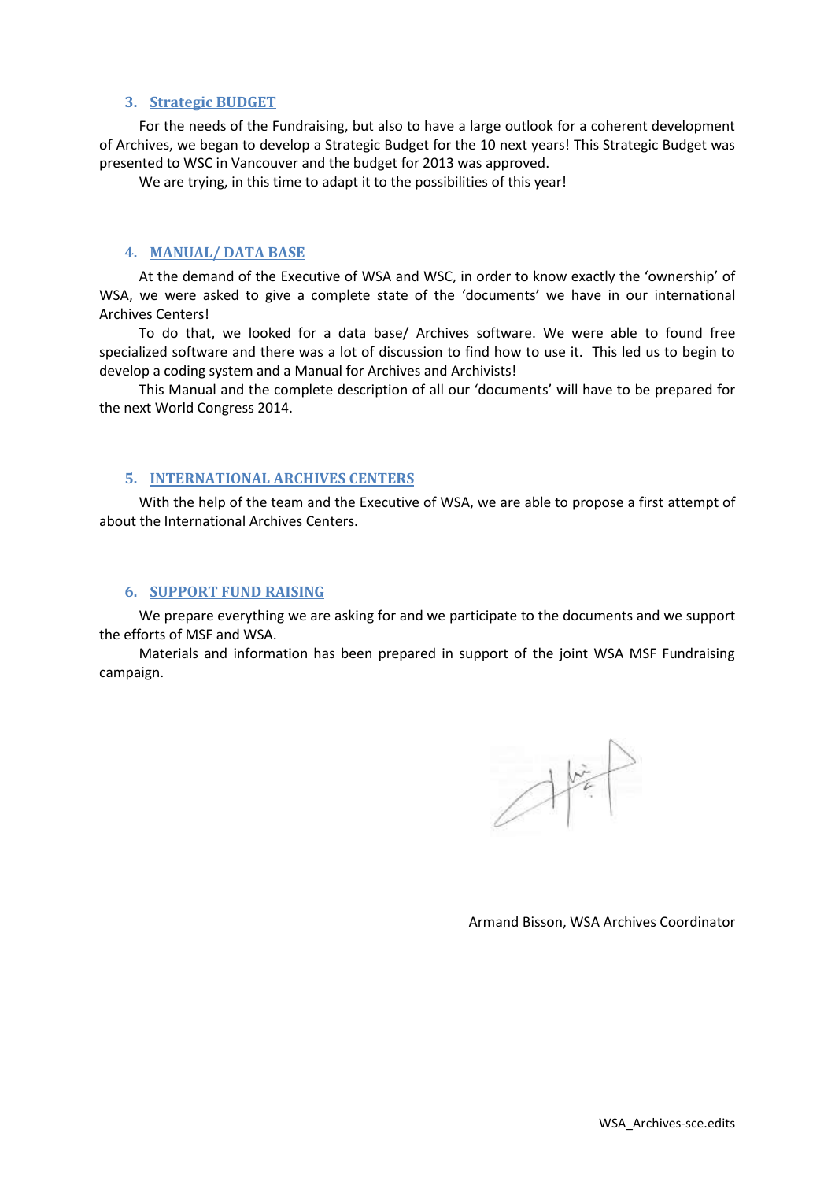### 3. Strategic BUDGET

For the needs of the Fundraising, but also to have a large outlook for a coherent development of Archives, we began to develop a Strategic Budget for the 10 next years! This Strategic Budget was presented to WSC in Vancouver and the budget for 2013 was approved.

We are trying, in this time to adapt it to the possibilities of this year!

### 4. MANUAL/ DATA BASE

At the demand of the Executive of WSA and WSC, in order to know exactly the 'ownership' of WSA, we were asked to give a complete state of the 'documents' we have in our international Archives Centers!

To do that, we looked for a data base/ Archives software. We were able to found free specialized software and there was a lot of discussion to find how to use it. This led us to begin to develop a coding system and a Manual for Archives and Archivists!

This Manual and the complete description of all our 'documents' will have to be prepared for the next World Congress 2014.

### 5. INTERNATIONAL ARCHIVES CENTERS

With the help of the team and the Executive of WSA, we are able to propose a first attempt of about the International Archives Centers.

### 6. SUPPORT FUND RAISING

We prepare everything we are asking for and we participate to the documents and we support the efforts of MSF and WSA.

Materials and information has been prepared in support of the joint WSA MSF Fundraising campaign.

Armand Bisson, WSA Archives Coordinator